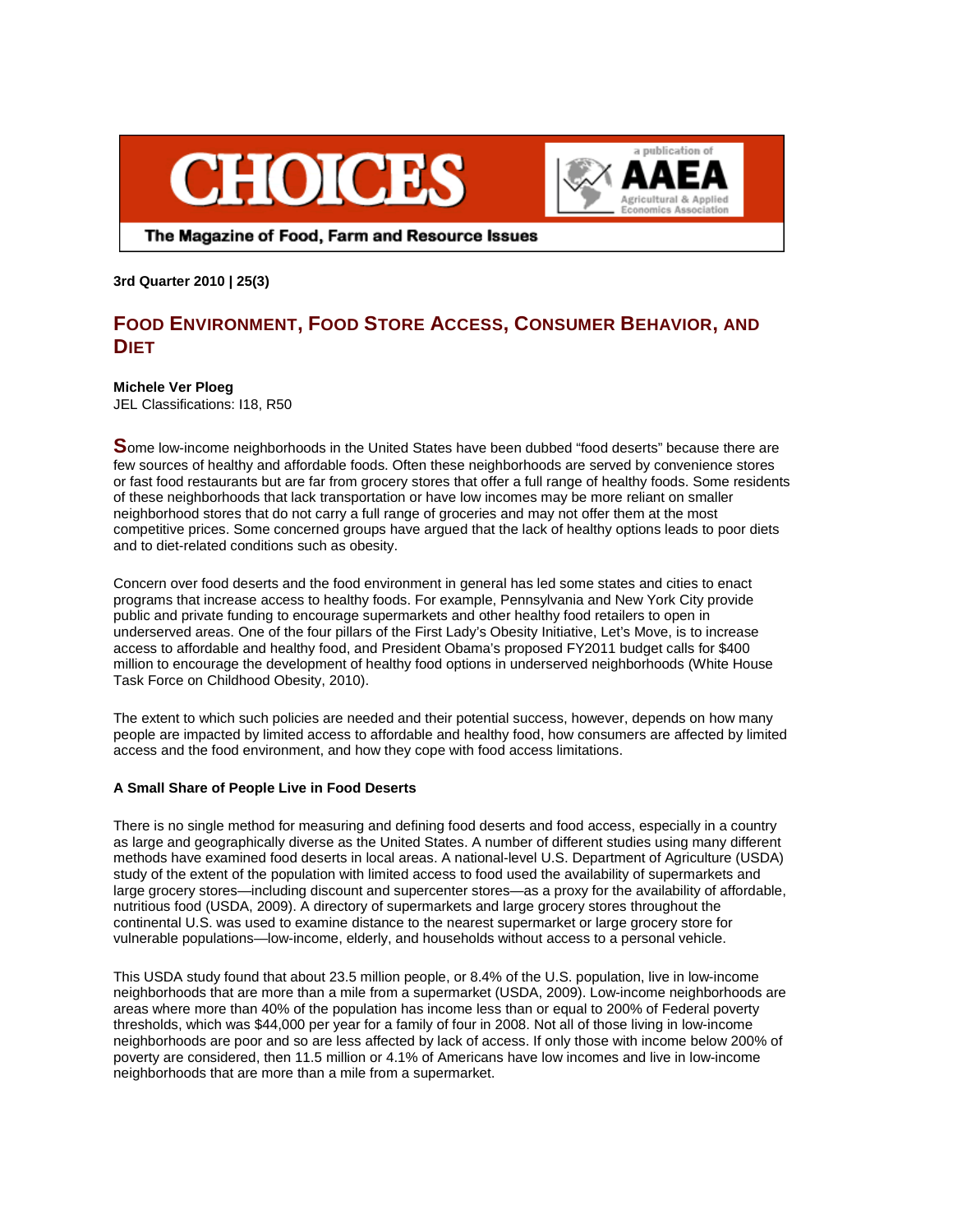# CHOICES

The Magazine of Food, Farm and Resource Issues

a publication of AAEA Agricultural & Applied Economics Association

**3rd Quarter 2010 | 25(3)**

## FOOD ENVIRONMENT, FOOD STORE ACCESS, CONSUMER BEHAVIOR, AND DIET

**Michele Ver Ploeg**
JEL Classifications: I18, R50

Some low-income neighborhoods in the United States have been dubbed "food deserts" because there are few sources of healthy and affordable foods. Often these neighborhoods are served by convenience stores or fast food restaurants but are far from grocery stores that offer a full range of healthy foods. Some residents of these neighborhoods that lack transportation or have low incomes may be more reliant on smaller neighborhood stores that do not carry a full range of groceries and may not offer them at the most competitive prices. Some concerned groups have argued that the lack of healthy options leads to poor diets and to diet-related conditions such as obesity.

Concern over food deserts and the food environment in general has led some states and cities to enact programs that increase access to healthy foods. For example, Pennsylvania and New York City provide public and private funding to encourage supermarkets and other healthy food retailers to open in underserved areas. One of the four pillars of the First Lady's Obesity Initiative, Let's Move, is to increase access to affordable and healthy food, and President Obama's proposed FY2011 budget calls for $400 million to encourage the development of healthy food options in underserved neighborhoods (White House Task Force on Childhood Obesity, 2010).

The extent to which such policies are needed and their potential success, however, depends on how many people are impacted by limited access to affordable and healthy food, how consumers are affected by limited access and the food environment, and how they cope with food access limitations.

### A Small Share of People Live in Food Deserts

There is no single method for measuring and defining food deserts and food access, especially in a country as large and geographically diverse as the United States. A number of different studies using many different methods have examined food deserts in local areas. A national-level U.S. Department of Agriculture (USDA) study of the extent of the population with limited access to food used the availability of supermarkets and large grocery stores—including discount and supercenter stores—as a proxy for the availability of affordable, nutritious food (USDA, 2009). A directory of supermarkets and large grocery stores throughout the continental U.S. was used to examine distance to the nearest supermarket or large grocery store for vulnerable populations—low-income, elderly, and households without access to a personal vehicle.

This USDA study found that about 23.5 million people, or 8.4% of the U.S. population, live in low-income neighborhoods that are more than a mile from a supermarket (USDA, 2009). Low-income neighborhoods are areas where more than 40% of the population has income less than or equal to 200% of Federal poverty thresholds, which was $44,000 per year for a family of four in 2008. Not all of those living in low-income neighborhoods are poor and so are less affected by lack of access. If only those with income below 200% of poverty are considered, then 11.5 million or 4.1% of Americans have low incomes and live in low-income neighborhoods that are more than a mile from a supermarket.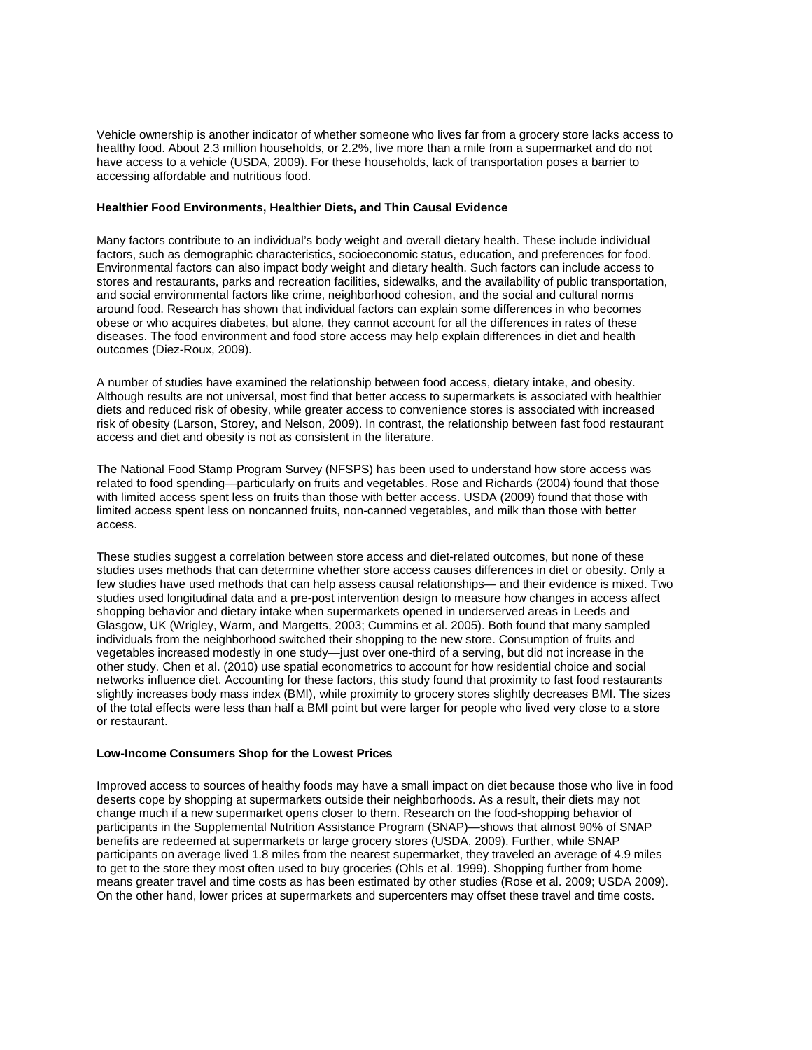Vehicle ownership is another indicator of whether someone who lives far from a grocery store lacks access to healthy food. About 2.3 million households, or 2.2%, live more than a mile from a supermarket and do not have access to a vehicle (USDA, 2009). For these households, lack of transportation poses a barrier to accessing affordable and nutritious food.

**Healthier Food Environments, Healthier Diets, and Thin Causal Evidence**

Many factors contribute to an individual's body weight and overall dietary health. These include individual factors, such as demographic characteristics, socioeconomic status, education, and preferences for food. Environmental factors can also impact body weight and dietary health. Such factors can include access to stores and restaurants, parks and recreation facilities, sidewalks, and the availability of public transportation, and social environmental factors like crime, neighborhood cohesion, and the social and cultural norms around food. Research has shown that individual factors can explain some differences in who becomes obese or who acquires diabetes, but alone, they cannot account for all the differences in rates of these diseases. The food environment and food store access may help explain differences in diet and health outcomes (Diez-Roux, 2009).

A number of studies have examined the relationship between food access, dietary intake, and obesity. Although results are not universal, most find that better access to supermarkets is associated with healthier diets and reduced risk of obesity, while greater access to convenience stores is associated with increased risk of obesity (Larson, Storey, and Nelson, 2009). In contrast, the relationship between fast food restaurant access and diet and obesity is not as consistent in the literature.

The National Food Stamp Program Survey (NFSPS) has been used to understand how store access was related to food spending—particularly on fruits and vegetables. Rose and Richards (2004) found that those with limited access spent less on fruits than those with better access. USDA (2009) found that those with limited access spent less on noncanned fruits, non-canned vegetables, and milk than those with better access.

These studies suggest a correlation between store access and diet-related outcomes, but none of these studies uses methods that can determine whether store access causes differences in diet or obesity. Only a few studies have used methods that can help assess causal relationships— and their evidence is mixed. Two studies used longitudinal data and a pre-post intervention design to measure how changes in access affect shopping behavior and dietary intake when supermarkets opened in underserved areas in Leeds and Glasgow, UK (Wrigley, Warm, and Margetts, 2003; Cummins et al. 2005). Both found that many sampled individuals from the neighborhood switched their shopping to the new store. Consumption of fruits and vegetables increased modestly in one study—just over one-third of a serving, but did not increase in the other study. Chen et al. (2010) use spatial econometrics to account for how residential choice and social networks influence diet. Accounting for these factors, this study found that proximity to fast food restaurants slightly increases body mass index (BMI), while proximity to grocery stores slightly decreases BMI. The sizes of the total effects were less than half a BMI point but were larger for people who lived very close to a store or restaurant.

**Low-Income Consumers Shop for the Lowest Prices**

Improved access to sources of healthy foods may have a small impact on diet because those who live in food deserts cope by shopping at supermarkets outside their neighborhoods. As a result, their diets may not change much if a new supermarket opens closer to them. Research on the food-shopping behavior of participants in the Supplemental Nutrition Assistance Program (SNAP)—shows that almost 90% of SNAP benefits are redeemed at supermarkets or large grocery stores (USDA, 2009). Further, while SNAP participants on average lived 1.8 miles from the nearest supermarket, they traveled an average of 4.9 miles to get to the store they most often used to buy groceries (Ohls et al. 1999). Shopping further from home means greater travel and time costs as has been estimated by other studies (Rose et al. 2009; USDA 2009). On the other hand, lower prices at supermarkets and supercenters may offset these travel and time costs.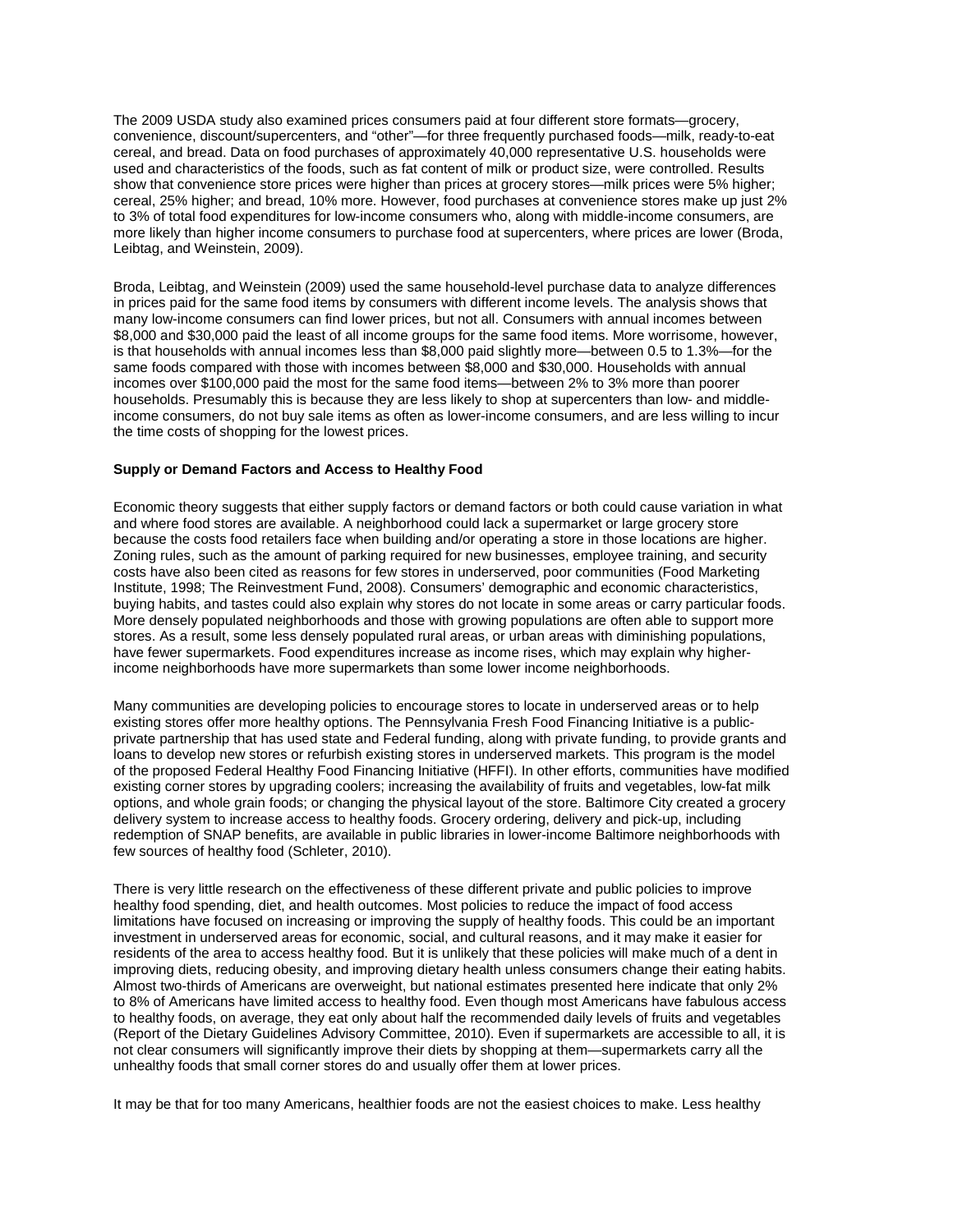The 2009 USDA study also examined prices consumers paid at four different store formats—grocery, convenience, discount/supercenters, and "other"—for three frequently purchased foods—milk, ready-to-eat cereal, and bread. Data on food purchases of approximately 40,000 representative U.S. households were used and characteristics of the foods, such as fat content of milk or product size, were controlled. Results show that convenience store prices were higher than prices at grocery stores—milk prices were 5% higher; cereal, 25% higher; and bread, 10% more. However, food purchases at convenience stores make up just 2% to 3% of total food expenditures for low-income consumers who, along with middle-income consumers, are more likely than higher income consumers to purchase food at supercenters, where prices are lower (Broda, Leibtag, and Weinstein, 2009).

Broda, Leibtag, and Weinstein (2009) used the same household-level purchase data to analyze differences in prices paid for the same food items by consumers with different income levels. The analysis shows that many low-income consumers can find lower prices, but not all. Consumers with annual incomes between $8,000 and $30,000 paid the least of all income groups for the same food items. More worrisome, however, is that households with annual incomes less than $8,000 paid slightly more—between 0.5 to 1.3%—for the same foods compared with those with incomes between $8,000 and $30,000. Households with annual incomes over $100,000 paid the most for the same food items—between 2% to 3% more than poorer households. Presumably this is because they are less likely to shop at supercenters than low- and middle-income consumers, do not buy sale items as often as lower-income consumers, and are less willing to incur the time costs of shopping for the lowest prices.

**Supply or Demand Factors and Access to Healthy Food**

Economic theory suggests that either supply factors or demand factors or both could cause variation in what and where food stores are available. A neighborhood could lack a supermarket or large grocery store because the costs food retailers face when building and/or operating a store in those locations are higher. Zoning rules, such as the amount of parking required for new businesses, employee training, and security costs have also been cited as reasons for few stores in underserved, poor communities (Food Marketing Institute, 1998; The Reinvestment Fund, 2008). Consumers' demographic and economic characteristics, buying habits, and tastes could also explain why stores do not locate in some areas or carry particular foods. More densely populated neighborhoods and those with growing populations are often able to support more stores. As a result, some less densely populated rural areas, or urban areas with diminishing populations, have fewer supermarkets. Food expenditures increase as income rises, which may explain why higher-income neighborhoods have more supermarkets than some lower income neighborhoods.

Many communities are developing policies to encourage stores to locate in underserved areas or to help existing stores offer more healthy options. The Pennsylvania Fresh Food Financing Initiative is a public-private partnership that has used state and Federal funding, along with private funding, to provide grants and loans to develop new stores or refurbish existing stores in underserved markets. This program is the model of the proposed Federal Healthy Food Financing Initiative (HFFI). In other efforts, communities have modified existing corner stores by upgrading coolers; increasing the availability of fruits and vegetables, low-fat milk options, and whole grain foods; or changing the physical layout of the store. Baltimore City created a grocery delivery system to increase access to healthy foods. Grocery ordering, delivery and pick-up, including redemption of SNAP benefits, are available in public libraries in lower-income Baltimore neighborhoods with few sources of healthy food (Schleter, 2010).

There is very little research on the effectiveness of these different private and public policies to improve healthy food spending, diet, and health outcomes. Most policies to reduce the impact of food access limitations have focused on increasing or improving the supply of healthy foods. This could be an important investment in underserved areas for economic, social, and cultural reasons, and it may make it easier for residents of the area to access healthy food. But it is unlikely that these policies will make much of a dent in improving diets, reducing obesity, and improving dietary health unless consumers change their eating habits. Almost two-thirds of Americans are overweight, but national estimates presented here indicate that only 2% to 8% of Americans have limited access to healthy food. Even though most Americans have fabulous access to healthy foods, on average, they eat only about half the recommended daily levels of fruits and vegetables (Report of the Dietary Guidelines Advisory Committee, 2010). Even if supermarkets are accessible to all, it is not clear consumers will significantly improve their diets by shopping at them—supermarkets carry all the unhealthy foods that small corner stores do and usually offer them at lower prices.

It may be that for too many Americans, healthier foods are not the easiest choices to make. Less healthy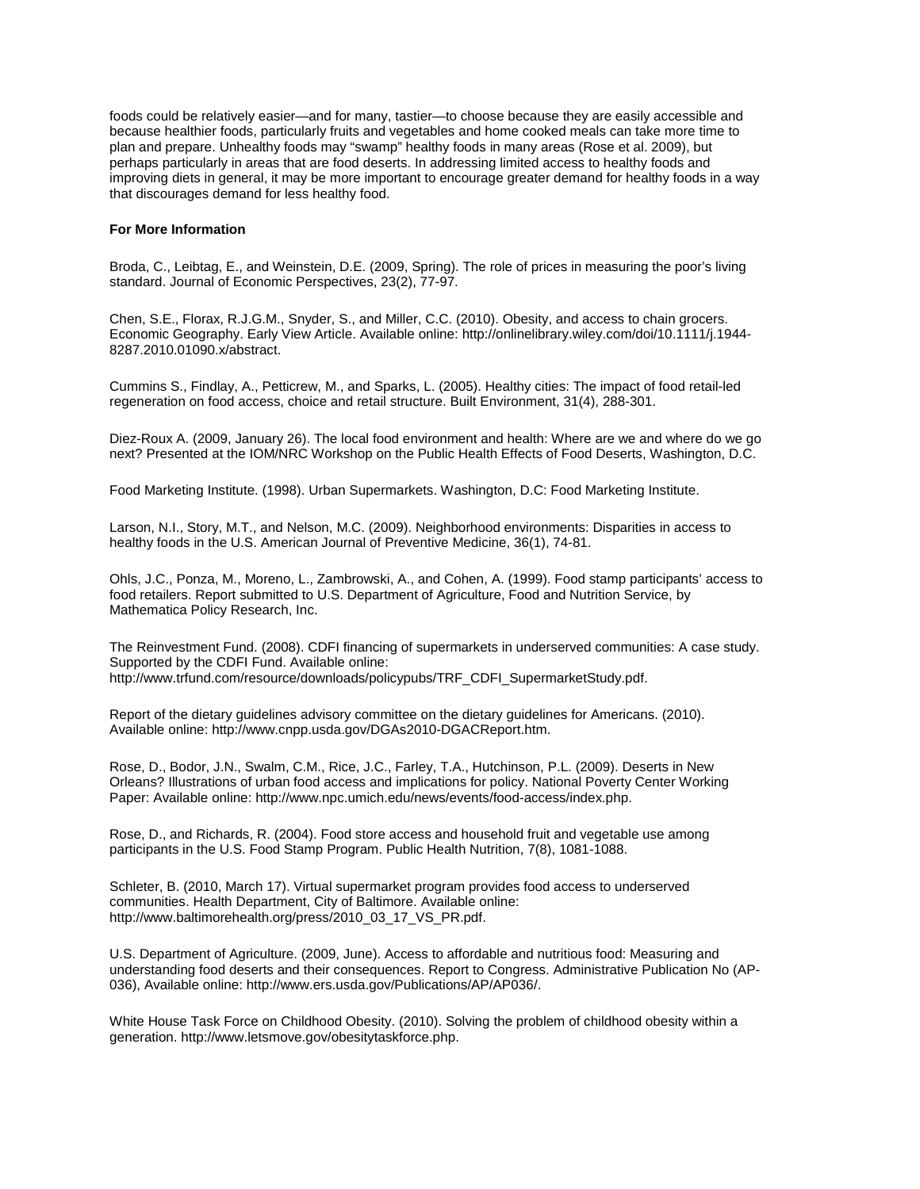foods could be relatively easier—and for many, tastier—to choose because they are easily accessible and because healthier foods, particularly fruits and vegetables and home cooked meals can take more time to plan and prepare. Unhealthy foods may "swamp" healthy foods in many areas (Rose et al. 2009), but perhaps particularly in areas that are food deserts. In addressing limited access to healthy foods and improving diets in general, it may be more important to encourage greater demand for healthy foods in a way that discourages demand for less healthy food.

**For More Information**

Broda, C., Leibtag, E., and Weinstein, D.E. (2009, Spring). The role of prices in measuring the poor's living standard. Journal of Economic Perspectives, 23(2), 77-97.

Chen, S.E., Florax, R.J.G.M., Snyder, S., and Miller, C.C. (2010). Obesity, and access to chain grocers. Economic Geography. Early View Article. Available online: http://onlinelibrary.wiley.com/doi/10.1111/j.1944-8287.2010.01090.x/abstract.

Cummins S., Findlay, A., Petticrew, M., and Sparks, L. (2005). Healthy cities: The impact of food retail-led regeneration on food access, choice and retail structure. Built Environment, 31(4), 288-301.

Diez-Roux A. (2009, January 26). The local food environment and health: Where are we and where do we go next? Presented at the IOM/NRC Workshop on the Public Health Effects of Food Deserts, Washington, D.C.

Food Marketing Institute. (1998). Urban Supermarkets. Washington, D.C: Food Marketing Institute.

Larson, N.I., Story, M.T., and Nelson, M.C. (2009). Neighborhood environments: Disparities in access to healthy foods in the U.S. American Journal of Preventive Medicine, 36(1), 74-81.

Ohls, J.C., Ponza, M., Moreno, L., Zambrowski, A., and Cohen, A. (1999). Food stamp participants' access to food retailers. Report submitted to U.S. Department of Agriculture, Food and Nutrition Service, by Mathematica Policy Research, Inc.

The Reinvestment Fund. (2008). CDFI financing of supermarkets in underserved communities: A case study. Supported by the CDFI Fund. Available online: http://www.trfund.com/resource/downloads/policypubs/TRF_CDFI_SupermarketStudy.pdf.

Report of the dietary guidelines advisory committee on the dietary guidelines for Americans. (2010). Available online: http://www.cnpp.usda.gov/DGAs2010-DGACReport.htm.

Rose, D., Bodor, J.N., Swalm, C.M., Rice, J.C., Farley, T.A., Hutchinson, P.L. (2009). Deserts in New Orleans? Illustrations of urban food access and implications for policy. National Poverty Center Working Paper: Available online: http://www.npc.umich.edu/news/events/food-access/index.php.

Rose, D., and Richards, R. (2004). Food store access and household fruit and vegetable use among participants in the U.S. Food Stamp Program. Public Health Nutrition, 7(8), 1081-1088.

Schleter, B. (2010, March 17). Virtual supermarket program provides food access to underserved communities. Health Department, City of Baltimore. Available online: http://www.baltimorehealth.org/press/2010_03_17_VS_PR.pdf.

U.S. Department of Agriculture. (2009, June). Access to affordable and nutritious food: Measuring and understanding food deserts and their consequences. Report to Congress. Administrative Publication No (AP-036), Available online: http://www.ers.usda.gov/Publications/AP/AP036/.

White House Task Force on Childhood Obesity. (2010). Solving the problem of childhood obesity within a generation. http://www.letsmove.gov/obesitytaskforce.php.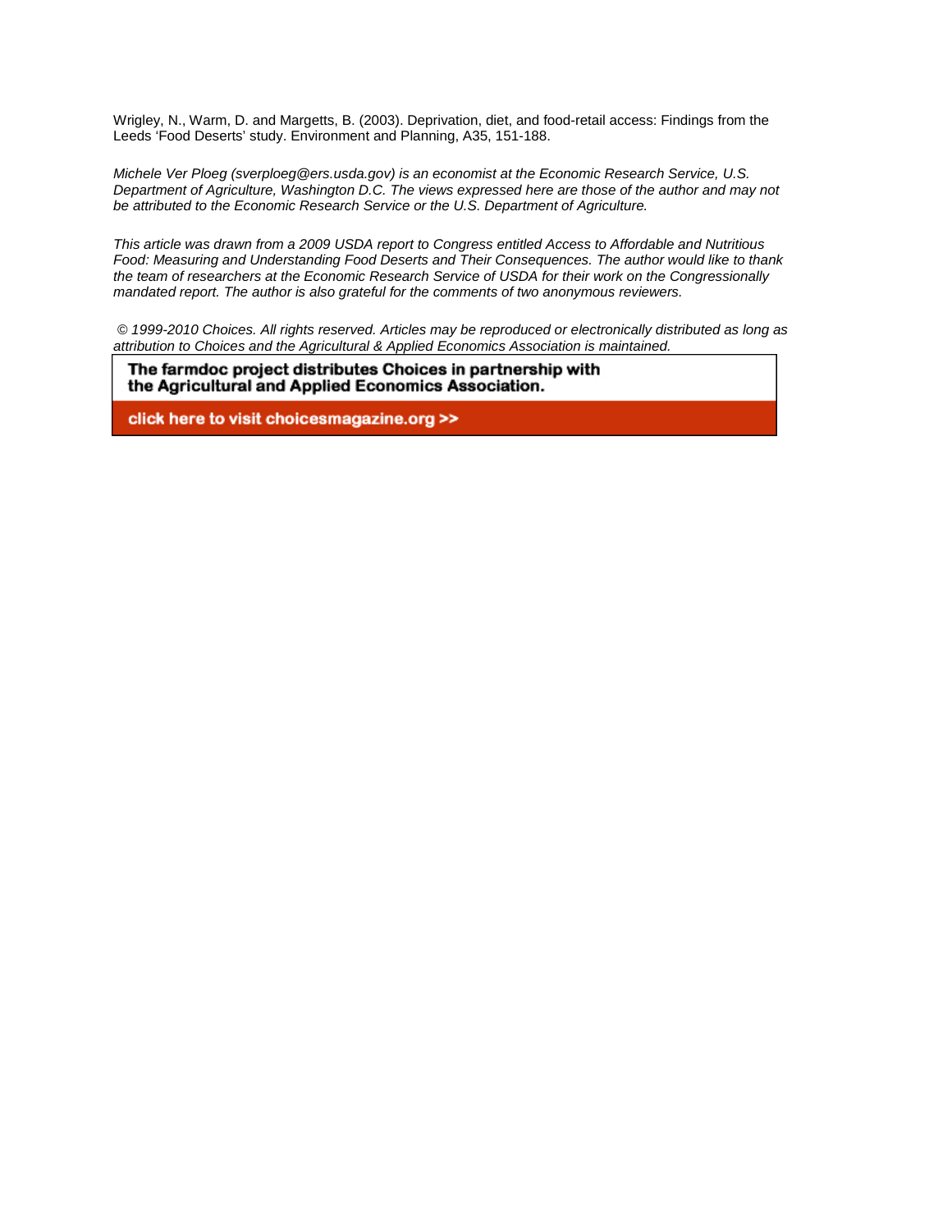Wrigley, N., Warm, D. and Margetts, B. (2003). Deprivation, diet, and food-retail access: Findings from the Leeds 'Food Deserts' study. Environment and Planning, A35, 151-188.

*Michele Ver Ploeg (sverploeg@ers.usda.gov) is an economist at the Economic Research Service, U.S. Department of Agriculture, Washington D.C. The views expressed here are those of the author and may not be attributed to the Economic Research Service or the U.S. Department of Agriculture.*

*This article was drawn from a 2009 USDA report to Congress entitled Access to Affordable and Nutritious Food: Measuring and Understanding Food Deserts and Their Consequences. The author would like to thank the team of researchers at the Economic Research Service of USDA for their work on the Congressionally mandated report. The author is also grateful for the comments of two anonymous reviewers.*

*© 1999-2010 Choices. All rights reserved. Articles may be reproduced or electronically distributed as long as attribution to Choices and the Agricultural & Applied Economics Association is maintained.*

**The farmdoc project distributes Choices in partnership with the Agricultural and Applied Economics Association.**

**click here to visit choicesmagazine.org >>**